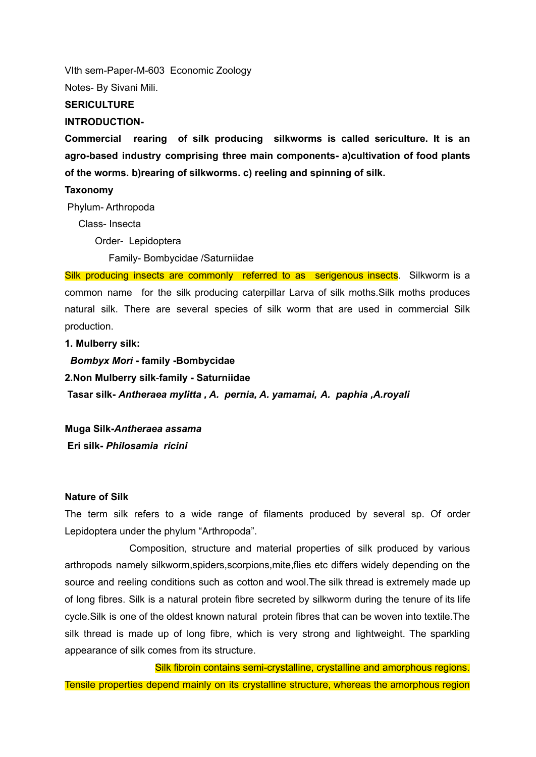VIth sem-Paper-M-603 Economic Zoology

Notes- By Sivani Mili.

**SERICULTURE**

**INTRODUCTION-**

**Commercial rearing of silk producing silkworms is called sericulture. It is an agro-based industry comprising three main components- a)cultivation of food plants of the worms. b)rearing of silkworms. c) reeling and spinning of silk.**

**Taxonomy**

Phylum- Arthropoda

Class- Insecta

Order- Lepidoptera

Family- Bombycidae /Saturniidae

Silk producing insects are commonly referred to as serigenous insects. Silkworm is a common name for the silk producing caterpillar Larva of silk moths.Silk moths produces natural silk. There are several species of silk worm that are used in commercial Silk production.

**1. Mulberry silk:**

***Bombyx Mori*** **- family -Bombycidae**

**2.Non Mulberry silk-family - Saturniidae**

**Tasar silk-** ***Antheraea mylitta , A. pernia, A. yamamai, A. paphia ,A.royali***

**Muga Silk-*Antheraea assama***

**Eri silk-** ***Philosamia ricini***

**Nature of Silk**

The term silk refers to a wide range of filaments produced by several sp. Of order Lepidoptera under the phylum "Arthropoda".

Composition, structure and material properties of silk produced by various arthropods namely silkworm,spiders,scorpions,mite,flies etc differs widely depending on the source and reeling conditions such as cotton and wool.The silk thread is extremely made up of long fibres. Silk is a natural protein fibre secreted by silkworm during the tenure of its life cycle.Silk is one of the oldest known natural protein fibres that can be woven into textile.The silk thread is made up of long fibre, which is very strong and lightweight. The sparkling appearance of silk comes from its structure.

Silk fibroin contains semi-crystalline, crystalline and amorphous regions. Tensile properties depend mainly on its crystalline structure, whereas the amorphous region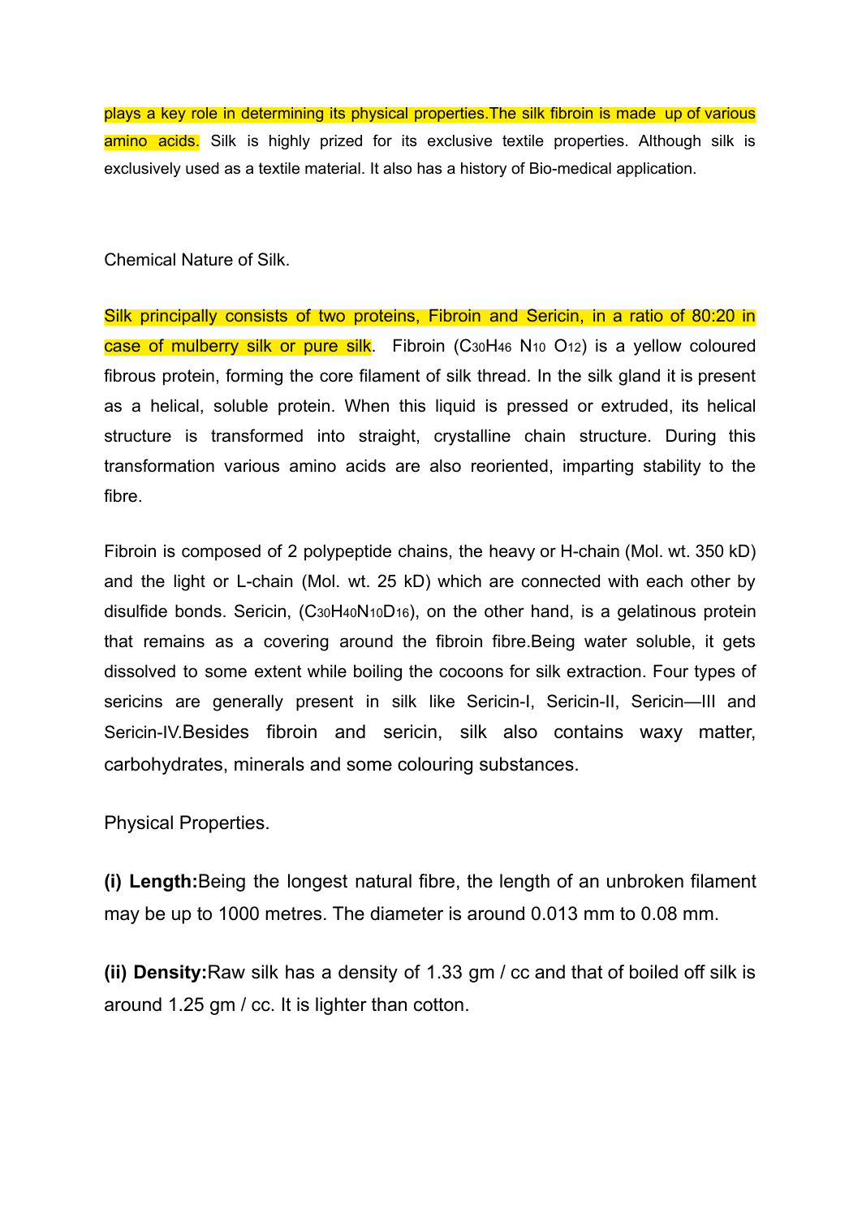plays a key role in determining its physical properties.The silk fibroin is made up of various amino acids. Silk is highly prized for its exclusive textile properties. Although silk is exclusively used as a textile material. It also has a history of Bio-medical application.

## Chemical Nature of Silk.

Silk principally consists of two proteins, Fibroin and Sericin, in a ratio of 80:20 in case of mulberry silk or pure silk. Fibroin ($C_{30}H_{46}N_{10}O_{12}$) is a yellow coloured fibrous protein, forming the core filament of silk thread. In the silk gland it is present as a helical, soluble protein. When this liquid is pressed or extruded, its helical structure is transformed into straight, crystalline chain structure. During this transformation various amino acids are also reoriented, imparting stability to the fibre.

Fibroin is composed of 2 polypeptide chains, the heavy or H-chain (Mol. wt. 350 kD) and the light or L-chain (Mol. wt. 25 kD) which are connected with each other by disulfide bonds. Sericin, ($C_{30}H_{40}N_{10}D_{16}$), on the other hand, is a gelatinous protein that remains as a covering around the fibroin fibre.Being water soluble, it gets dissolved to some extent while boiling the cocoons for silk extraction. Four types of sericins are generally present in silk like Sericin-I, Sericin-II, Sericin—III and Sericin-IV.Besides fibroin and sericin, silk also contains waxy matter, carbohydrates, minerals and some colouring substances.

## Physical Properties.

**(i) Length:**Being the longest natural fibre, the length of an unbroken filament may be up to 1000 metres. The diameter is around 0.013 mm to 0.08 mm.

**(ii) Density:**Raw silk has a density of 1.33 gm / cc and that of boiled off silk is around 1.25 gm / cc. It is lighter than cotton.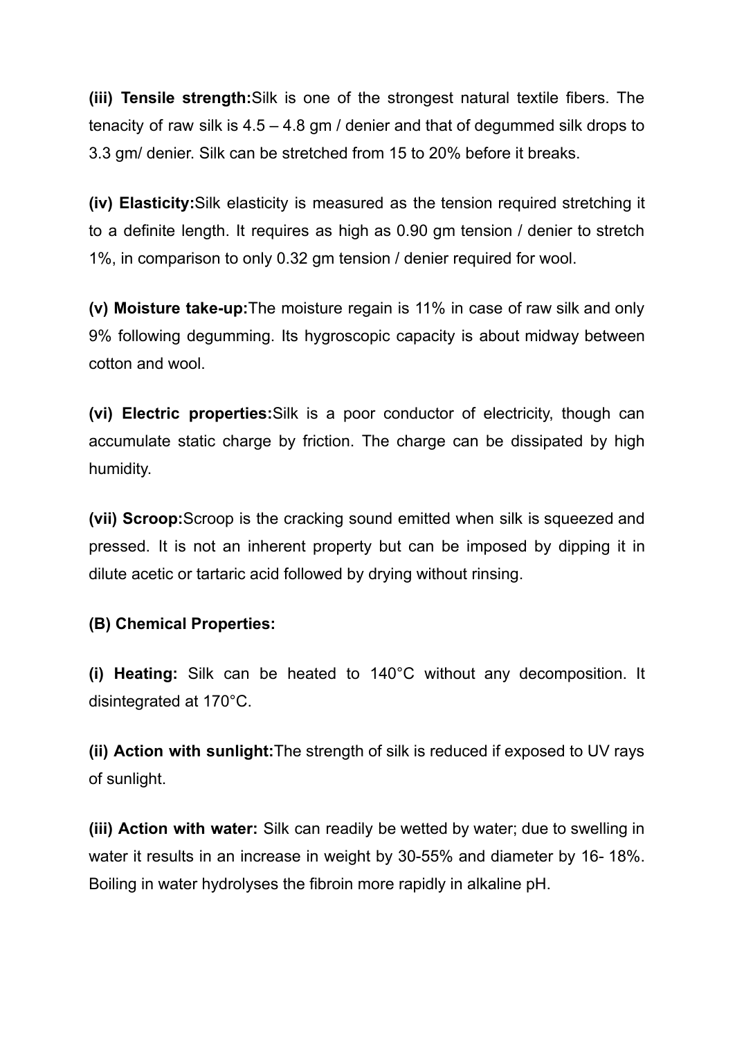**(iii) Tensile strength:**Silk is one of the strongest natural textile fibers. The tenacity of raw silk is 4.5 – 4.8 gm / denier and that of degummed silk drops to 3.3 gm/ denier. Silk can be stretched from 15 to 20% before it breaks.

**(iv) Elasticity:**Silk elasticity is measured as the tension required stretching it to a definite length. It requires as high as 0.90 gm tension / denier to stretch 1%, in comparison to only 0.32 gm tension / denier required for wool.

**(v) Moisture take-up:**The moisture regain is 11% in case of raw silk and only 9% following degumming. Its hygroscopic capacity is about midway between cotton and wool.

**(vi) Electric properties:**Silk is a poor conductor of electricity, though can accumulate static charge by friction. The charge can be dissipated by high humidity.

**(vii) Scroop:**Scroop is the cracking sound emitted when silk is squeezed and pressed. It is not an inherent property but can be imposed by dipping it in dilute acetic or tartaric acid followed by drying without rinsing.

**(B) Chemical Properties:**

**(i) Heating:** Silk can be heated to 140°C without any decomposition. It disintegrated at 170°C.

**(ii) Action with sunlight:**The strength of silk is reduced if exposed to UV rays of sunlight.

**(iii) Action with water:** Silk can readily be wetted by water; due to swelling in water it results in an increase in weight by 30-55% and diameter by 16- 18%. Boiling in water hydrolyses the fibroin more rapidly in alkaline pH.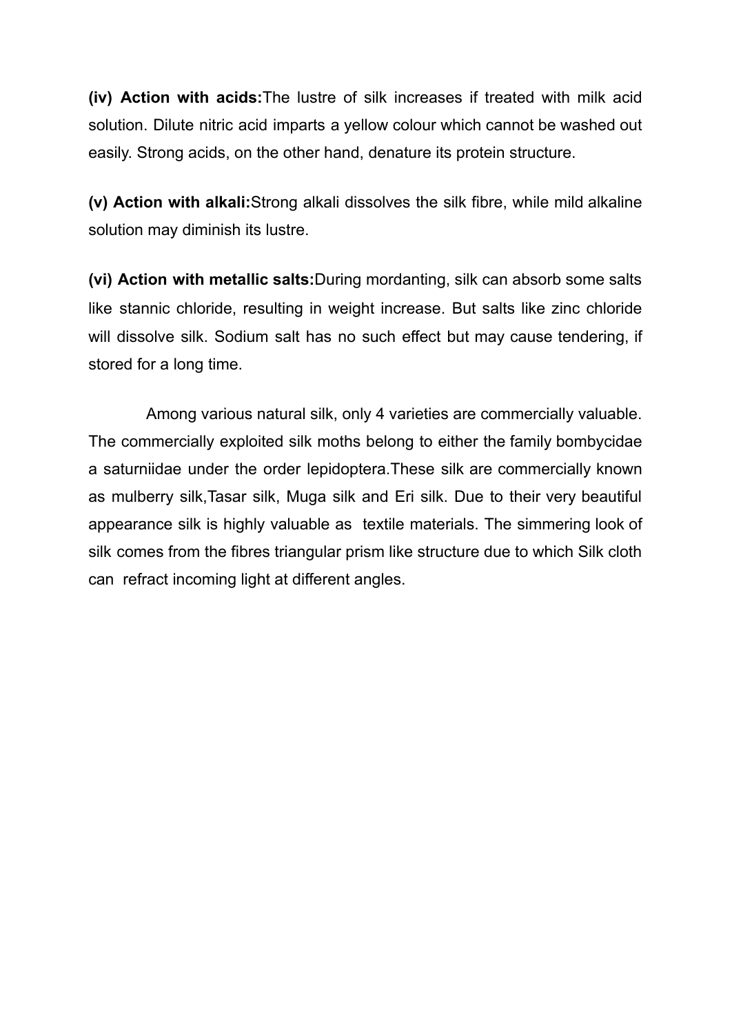**(iv) Action with acids:**The lustre of silk increases if treated with milk acid solution. Dilute nitric acid imparts a yellow colour which cannot be washed out easily. Strong acids, on the other hand, denature its protein structure.

**(v) Action with alkali:**Strong alkali dissolves the silk fibre, while mild alkaline solution may diminish its lustre.

**(vi) Action with metallic salts:**During mordanting, silk can absorb some salts like stannic chloride, resulting in weight increase. But salts like zinc chloride will dissolve silk. Sodium salt has no such effect but may cause tendering, if stored for a long time.

Among various natural silk, only 4 varieties are commercially valuable. The commercially exploited silk moths belong to either the family bombycidae a saturniidae under the order lepidoptera.These silk are commercially known as mulberry silk,Tasar silk, Muga silk and Eri silk. Due to their very beautiful appearance silk is highly valuable as textile materials. The simmering look of silk comes from the fibres triangular prism like structure due to which Silk cloth can refract incoming light at different angles.